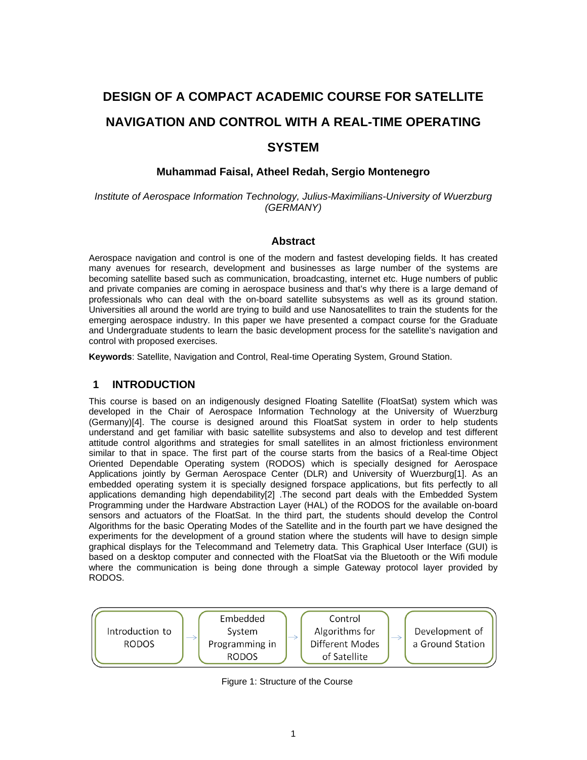# DESIGN OF A COMPACT ACADEMIC COURSE FOR SATELLITE NAVIGATION AND CONTROL WITH A REAL-TIME OPERATING SYSTEM

**Muhammad Faisal, Atheel Redah, Sergio Montenegro**

*Institute of Aerospace Information Technology, Julius-Maximilians-University of Wuerzburg (GERMANY)*

## Abstract

Aerospace navigation and control is one of the modern and fastest developing fields. It has created many avenues for research, development and businesses as large number of the systems are becoming satellite based such as communication, broadcasting, internet etc. Huge numbers of public and private companies are coming in aerospace business and that's why there is a large demand of professionals who can deal with the on-board satellite subsystems as well as its ground station. Universities all around the world are trying to build and use Nanosatellites to train the students for the emerging aerospace industry. In this paper we have presented a compact course for the Graduate and Undergraduate students to learn the basic development process for the satellite's navigation and control with proposed exercises.

**Keywords**: Satellite, Navigation and Control, Real-time Operating System, Ground Station.

## 1 INTRODUCTION

This course is based on an indigenously designed Floating Satellite (FloatSat) system which was developed in the Chair of Aerospace Information Technology at the University of Wuerzburg (Germany)[4]. The course is designed around this FloatSat system in order to help students understand and get familiar with basic satellite subsystems and also to develop and test different attitude control algorithms and strategies for small satellites in an almost frictionless environment similar to that in space. The first part of the course starts from the basics of a Real-time Object Oriented Dependable Operating system (RODOS) which is specially designed for Aerospace Applications jointly by German Aerospace Center (DLR) and University of Wuerzburg[1]. As an embedded operating system it is specially designed forspace applications, but fits perfectly to all applications demanding high dependability[2] .The second part deals with the Embedded System Programming under the Hardware Abstraction Layer (HAL) of the RODOS for the available on-board sensors and actuators of the FloatSat. In the third part, the students should develop the Control Algorithms for the basic Operating Modes of the Satellite and in the fourth part we have designed the experiments for the development of a ground station where the students will have to design simple graphical displays for the Telecommand and Telemetry data. This Graphical User Interface (GUI) is based on a desktop computer and connected with the FloatSat via the Bluetooth or the Wifi module where the communication is being done through a simple Gateway protocol layer provided by RODOS.

Introduction to RODOS → Embedded System Programming in RODOS → Control Algorithms for Different Modes of Satellite → Development of a Ground Station

Figure 1: Structure of the Course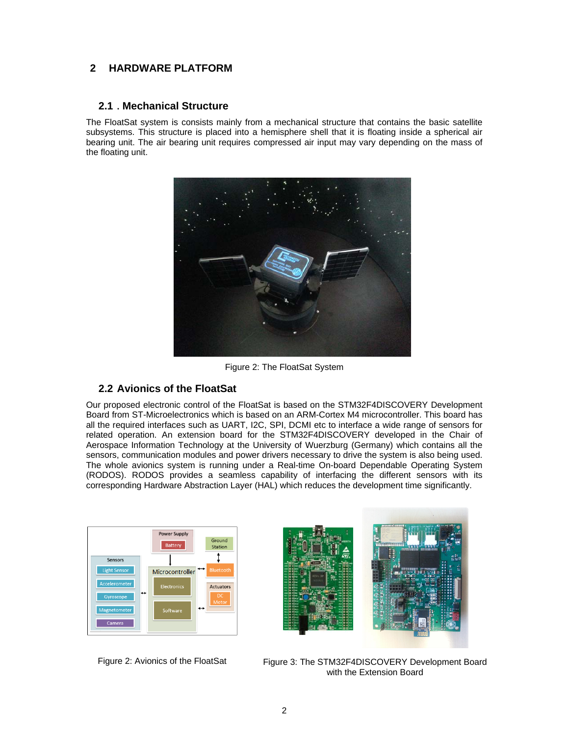## 2 HARDWARE PLATFORM

### 2.1 . Mechanical Structure

The FloatSat system is consists mainly from a mechanical structure that contains the basic satellite subsystems. This structure is placed into a hemisphere shell that it is floating inside a spherical air bearing unit. The air bearing unit requires compressed air input may vary depending on the mass of the floating unit.

Figure 2: The FloatSat System

### 2.2 Avionics of the FloatSat

Our proposed electronic control of the FloatSat is based on the STM32F4DISCOVERY Development Board from ST-Microelectronics which is based on an ARM-Cortex M4 microcontroller. This board has all the required interfaces such as UART, I2C, SPI, DCMI etc to interface a wide range of sensors for related operation. An extension board for the STM32F4DISCOVERY developed in the Chair of Aerospace Information Technology at the University of Wuerzburg (Germany) which contains all the sensors, communication modules and power drivers necessary to drive the system is also being used. The whole avionics system is running under a Real-time On-board Dependable Operating System (RODOS). RODOS provides a seamless capability of interfacing the different sensors with its corresponding Hardware Abstraction Layer (HAL) which reduces the development time significantly.

Figure 2: Avionics of the FloatSat

Figure 3: The STM32F4DISCOVERY Development Board with the Extension Board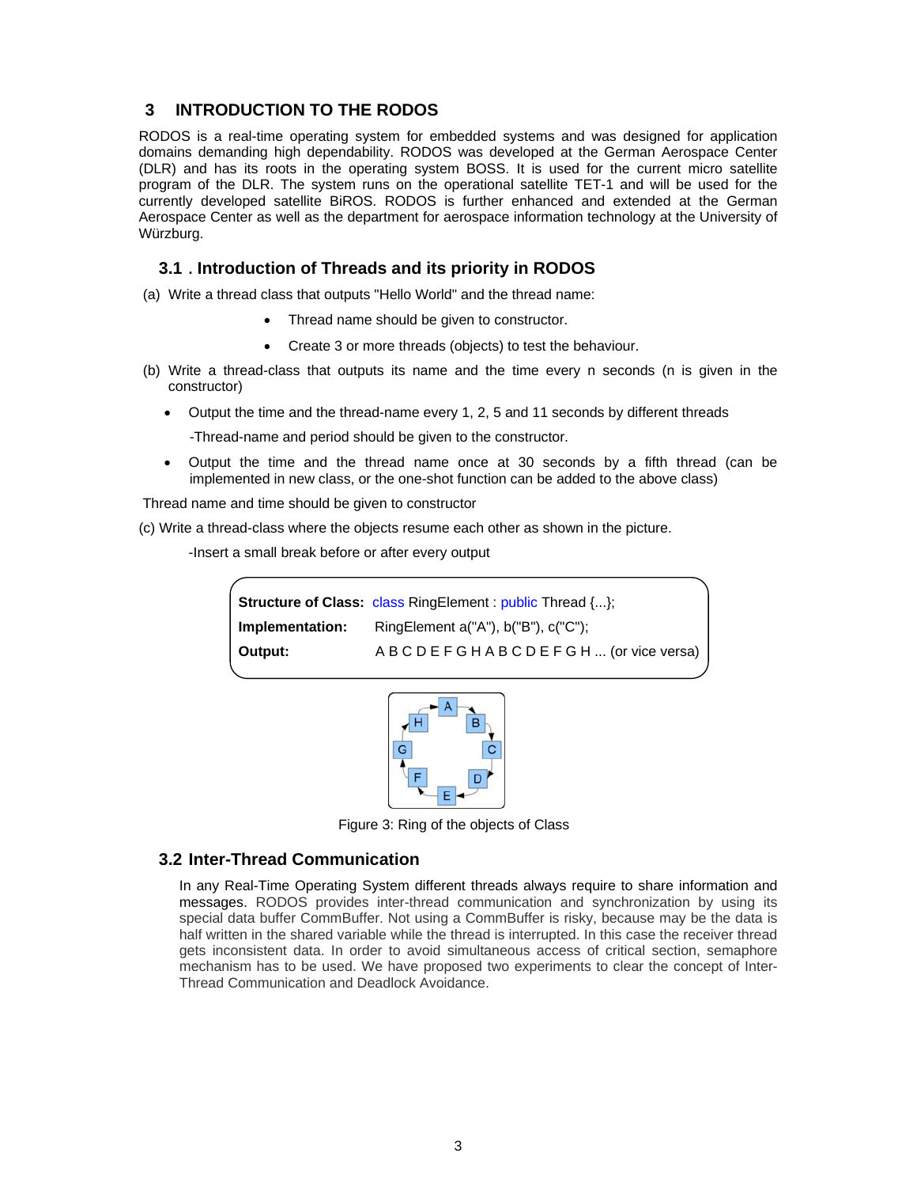## 3 INTRODUCTION TO THE RODOS

RODOS is a real-time operating system for embedded systems and was designed for application domains demanding high dependability. RODOS was developed at the German Aerospace Center (DLR) and has its roots in the operating system BOSS. It is used for the current micro satellite program of the DLR. The system runs on the operational satellite TET-1 and will be used for the currently developed satellite BiROS. RODOS is further enhanced and extended at the German Aerospace Center as well as the department for aerospace information technology at the University of Würzburg.

### 3.1 . Introduction of Threads and its priority in RODOS

(a) Write a thread class that outputs "Hello World" and the thread name:

- Thread name should be given to constructor.
- Create 3 or more threads (objects) to test the behaviour.

(b) Write a thread-class that outputs its name and the time every n seconds (n is given in the constructor)

- Output the time and the thread-name every 1, 2, 5 and 11 seconds by different threads

  -Thread-name and period should be given to the constructor.

- Output the time and the thread name once at 30 seconds by a fifth thread (can be implemented in new class, or the one-shot function can be added to the above class)

Thread name and time should be given to constructor

(c) Write a thread-class where the objects resume each other as shown in the picture.

-Insert a small break before or after every output

| | |
|---|---|
| **Structure of Class:** | class RingElement : public Thread {...}; |
| **Implementation:** | RingElement a("A"), b("B"), c("C"); |
| **Output:** | A B C D E F G H A B C D E F G H ... (or vice versa) |

Figure 3: Ring of the objects of Class

### 3.2 Inter-Thread Communication

In any Real-Time Operating System different threads always require to share information and messages. RODOS provides inter-thread communication and synchronization by using its special data buffer CommBuffer. Not using a CommBuffer is risky, because may be the data is half written in the shared variable while the thread is interrupted. In this case the receiver thread gets inconsistent data. In order to avoid simultaneous access of critical section, semaphore mechanism has to be used. We have proposed two experiments to clear the concept of Inter-Thread Communication and Deadlock Avoidance.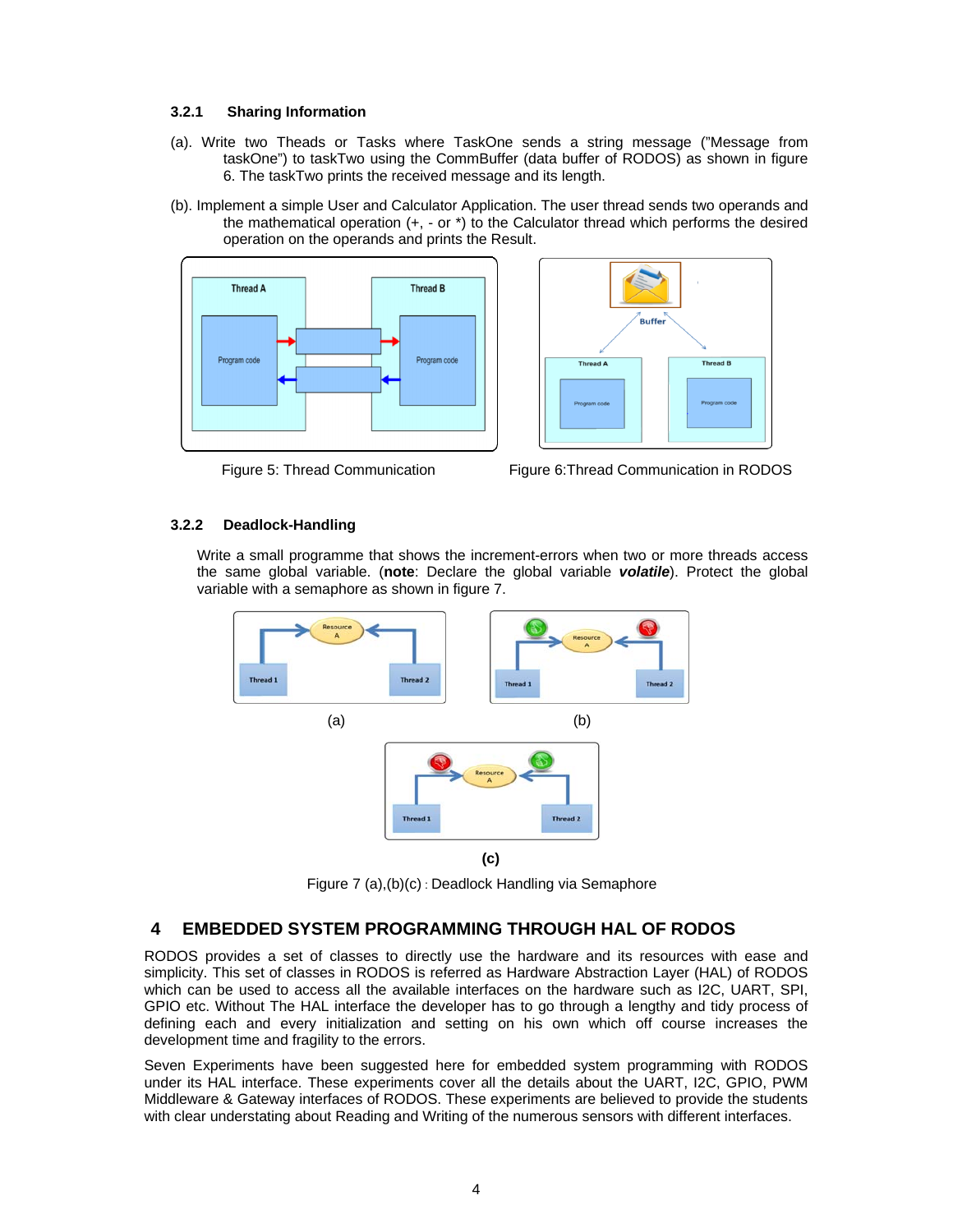#### 3.2.1 Sharing Information

(a). Write two Theads or Tasks where TaskOne sends a string message ("Message from taskOne") to taskTwo using the CommBuffer (data buffer of RODOS) as shown in figure 6. The taskTwo prints the received message and its length.

(b). Implement a simple User and Calculator Application. The user thread sends two operands and the mathematical operation (+, - or *) to the Calculator thread which performs the desired operation on the operands and prints the Result.

Figure 5: Thread Communication

Figure 6:Thread Communication in RODOS

#### 3.2.2 Deadlock-Handling

Write a small programme that shows the increment-errors when two or more threads access the same global variable. (**note**: Declare the global variable ***volatile***). Protect the global variable with a semaphore as shown in figure 7.

(a)

(b)

**(c)**

Figure 7 (a),(b)(c) : Deadlock Handling via Semaphore

## 4 EMBEDDED SYSTEM PROGRAMMING THROUGH HAL OF RODOS

RODOS provides a set of classes to directly use the hardware and its resources with ease and simplicity. This set of classes in RODOS is referred as Hardware Abstraction Layer (HAL) of RODOS which can be used to access all the available interfaces on the hardware such as I2C, UART, SPI, GPIO etc. Without The HAL interface the developer has to go through a lengthy and tidy process of defining each and every initialization and setting on his own which off course increases the development time and fragility to the errors.

Seven Experiments have been suggested here for embedded system programming with RODOS under its HAL interface. These experiments cover all the details about the UART, I2C, GPIO, PWM Middleware & Gateway interfaces of RODOS. These experiments are believed to provide the students with clear understating about Reading and Writing of the numerous sensors with different interfaces.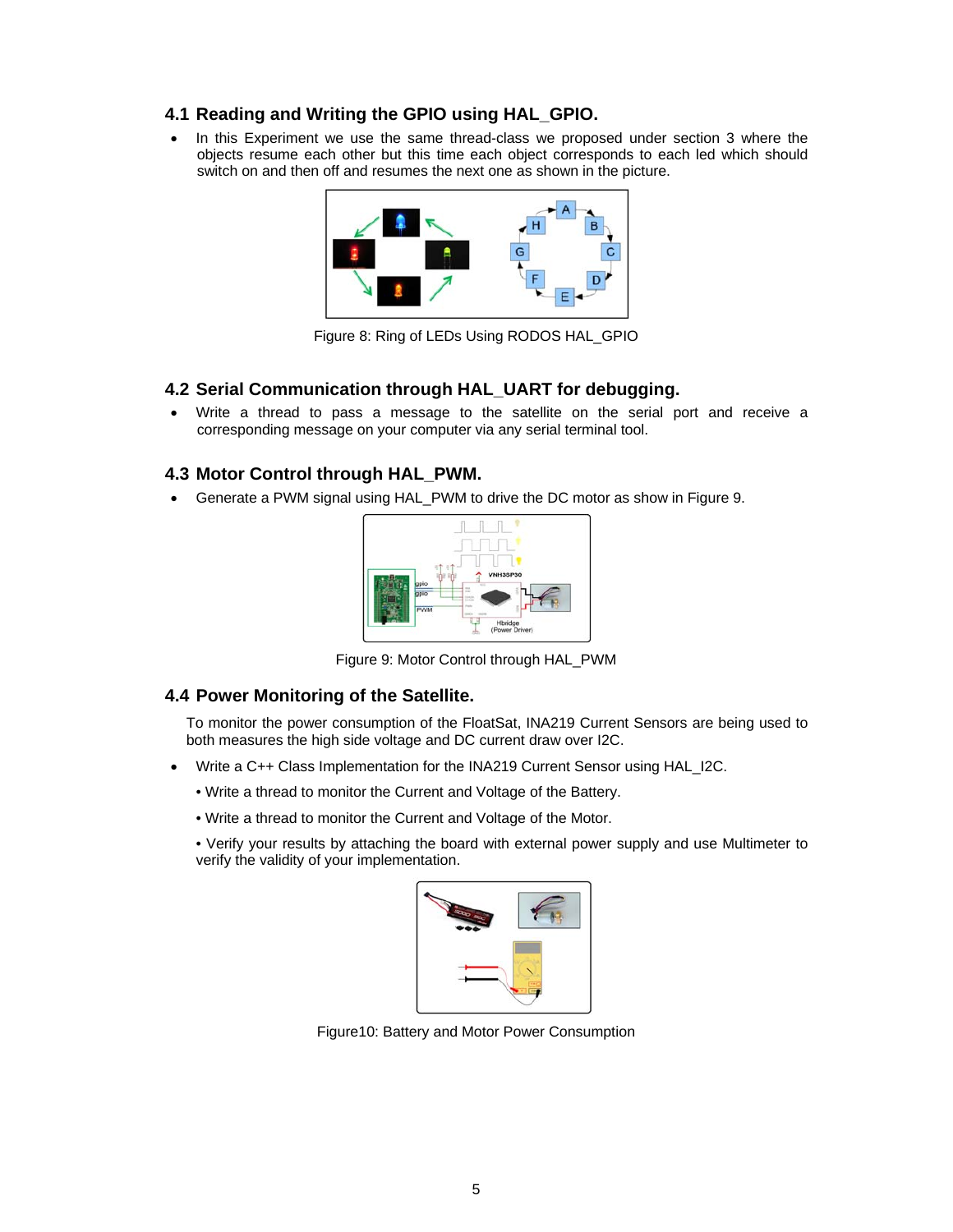## 4.1 Reading and Writing the GPIO using HAL_GPIO.

- In this Experiment we use the same thread-class we proposed under section 3 where the objects resume each other but this time each object corresponds to each led which should switch on and then off and resumes the next one as shown in the picture.

Figure 8: Ring of LEDs Using RODOS HAL_GPIO

## 4.2 Serial Communication through HAL_UART for debugging.

- Write a thread to pass a message to the satellite on the serial port and receive a corresponding message on your computer via any serial terminal tool.

## 4.3 Motor Control through HAL_PWM.

- Generate a PWM signal using HAL_PWM to drive the DC motor as show in Figure 9.

Figure 9: Motor Control through HAL_PWM

## 4.4 Power Monitoring of the Satellite.

To monitor the power consumption of the FloatSat, INA219 Current Sensors are being used to both measures the high side voltage and DC current draw over I2C.

- Write a C++ Class Implementation for the INA219 Current Sensor using HAL_I2C.
  - Write a thread to monitor the Current and Voltage of the Battery.
  - Write a thread to monitor the Current and Voltage of the Motor.
  - Verify your results by attaching the board with external power supply and use Multimeter to verify the validity of your implementation.

Figure10: Battery and Motor Power Consumption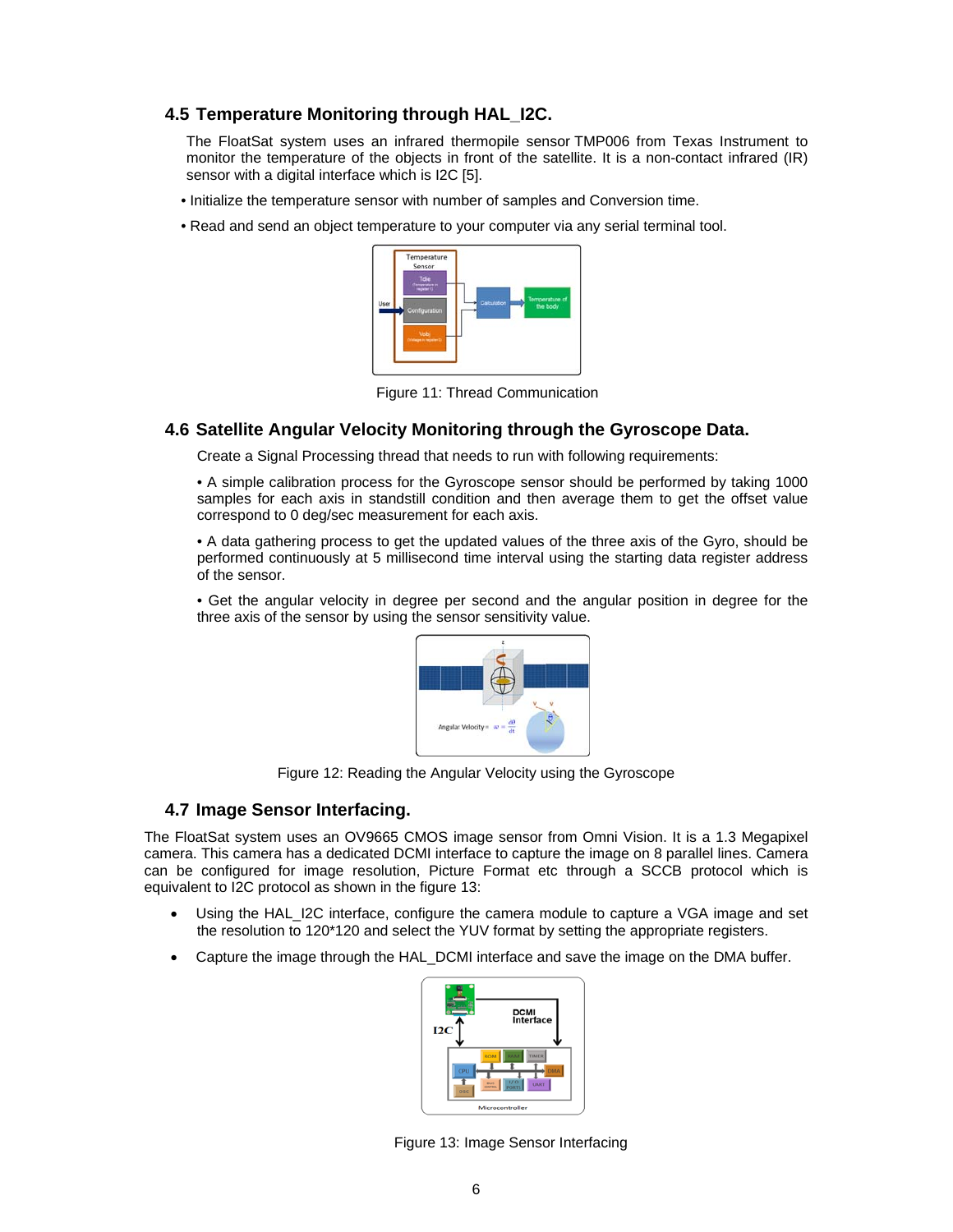## 4.5 Temperature Monitoring through HAL_I2C.

The FloatSat system uses an infrared thermopile sensor TMP006 from Texas Instrument to monitor the temperature of the objects in front of the satellite. It is a non-contact infrared (IR) sensor with a digital interface which is I2C [5].

- Initialize the temperature sensor with number of samples and Conversion time.
- Read and send an object temperature to your computer via any serial terminal tool.

Figure 11: Thread Communication

## 4.6 Satellite Angular Velocity Monitoring through the Gyroscope Data.

Create a Signal Processing thread that needs to run with following requirements:

- A simple calibration process for the Gyroscope sensor should be performed by taking 1000 samples for each axis in standstill condition and then average them to get the offset value correspond to 0 deg/sec measurement for each axis.
- A data gathering process to get the updated values of the three axis of the Gyro, should be performed continuously at 5 millisecond time interval using the starting data register address of the sensor.
- Get the angular velocity in degree per second and the angular position in degree for the three axis of the sensor by using the sensor sensitivity value.

Figure 12: Reading the Angular Velocity using the Gyroscope

## 4.7 Image Sensor Interfacing.

The FloatSat system uses an OV9665 CMOS image sensor from Omni Vision. It is a 1.3 Megapixel camera. This camera has a dedicated DCMI interface to capture the image on 8 parallel lines. Camera can be configured for image resolution, Picture Format etc through a SCCB protocol which is equivalent to I2C protocol as shown in the figure 13:

- Using the HAL_I2C interface, configure the camera module to capture a VGA image and set the resolution to 120*120 and select the YUV format by setting the appropriate registers.
- Capture the image through the HAL_DCMI interface and save the image on the DMA buffer.

Figure 13: Image Sensor Interfacing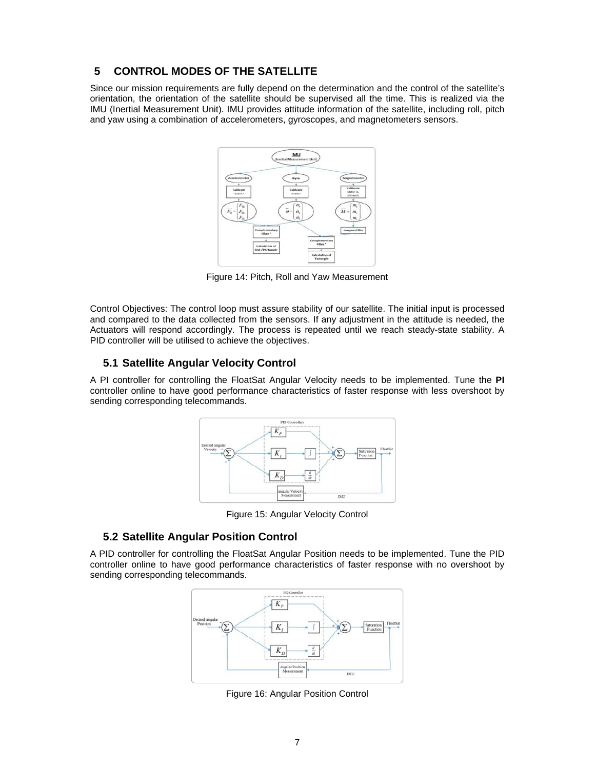## 5 CONTROL MODES OF THE SATELLITE

Since our mission requirements are fully depend on the determination and the control of the satellite's orientation, the orientation of the satellite should be supervised all the time. This is realized via the IMU (Inertial Measurement Unit). IMU provides attitude information of the satellite, including roll, pitch and yaw using a combination of accelerometers, gyroscopes, and magnetometers sensors.

Figure 14: Pitch, Roll and Yaw Measurement

Control Objectives: The control loop must assure stability of our satellite. The initial input is processed and compared to the data collected from the sensors. If any adjustment in the attitude is needed, the Actuators will respond accordingly. The process is repeated until we reach steady-state stability. A PID controller will be utilised to achieve the objectives.

### 5.1 Satellite Angular Velocity Control

A PI controller for controlling the FloatSat Angular Velocity needs to be implemented. Tune the **PI** controller online to have good performance characteristics of faster response with less overshoot by sending corresponding telecommands.

Figure 15: Angular Velocity Control

### 5.2 Satellite Angular Position Control

A PID controller for controlling the FloatSat Angular Position needs to be implemented. Tune the PID controller online to have good performance characteristics of faster response with no overshoot by sending corresponding telecommands.

Figure 16: Angular Position Control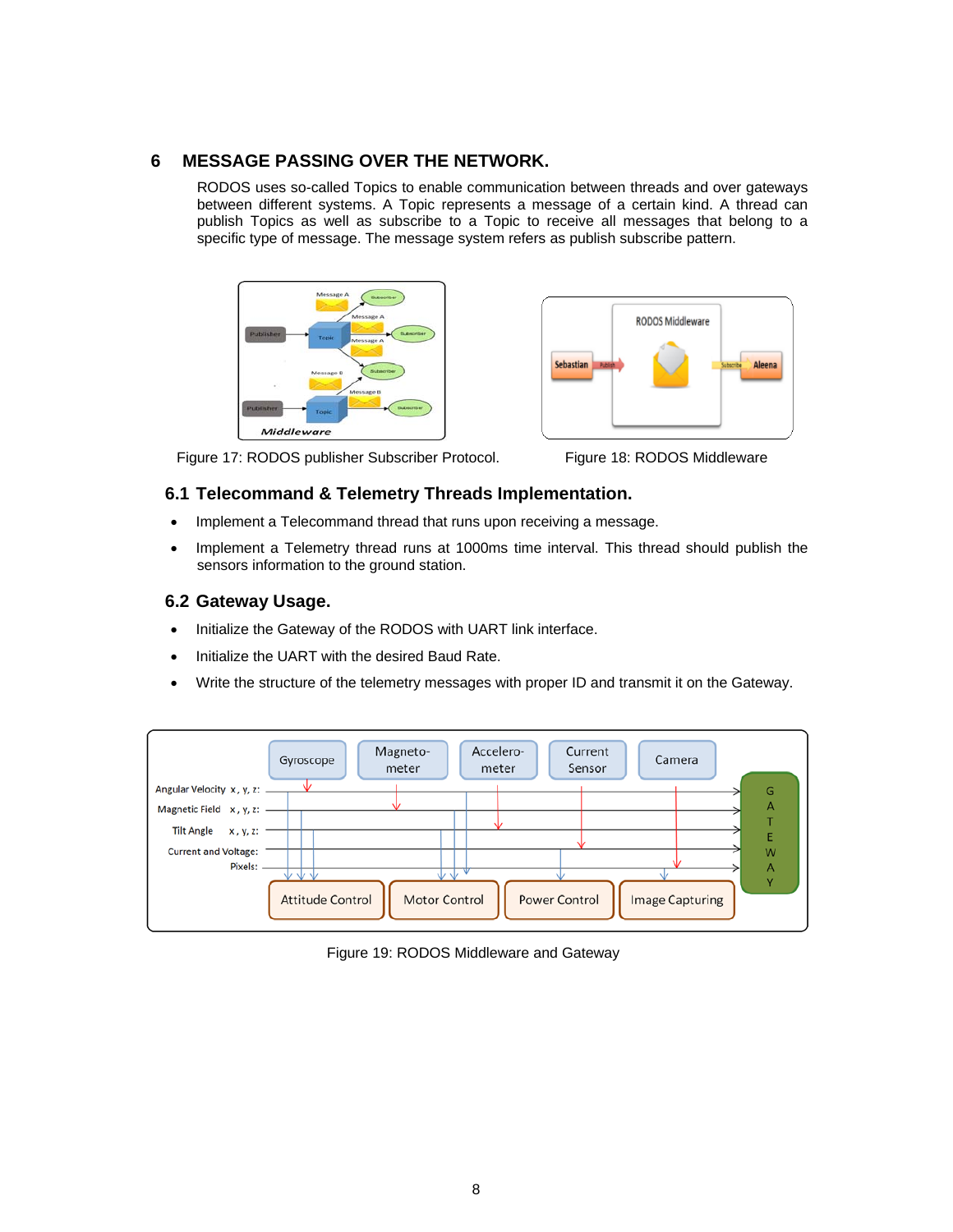# 6 MESSAGE PASSING OVER THE NETWORK.

RODOS uses so-called Topics to enable communication between threads and over gateways between different systems. A Topic represents a message of a certain kind. A thread can publish Topics as well as subscribe to a Topic to receive all messages that belong to a specific type of message. The message system refers as publish subscribe pattern.

Figure 17: RODOS publisher Subscriber Protocol.

Figure 18: RODOS Middleware

## 6.1 Telecommand & Telemetry Threads Implementation.

- Implement a Telecommand thread that runs upon receiving a message.
- Implement a Telemetry thread runs at 1000ms time interval. This thread should publish the sensors information to the ground station.

## 6.2 Gateway Usage.

- Initialize the Gateway of the RODOS with UART link interface.
- Initialize the UART with the desired Baud Rate.
- Write the structure of the telemetry messages with proper ID and transmit it on the Gateway.

Figure 19: RODOS Middleware and Gateway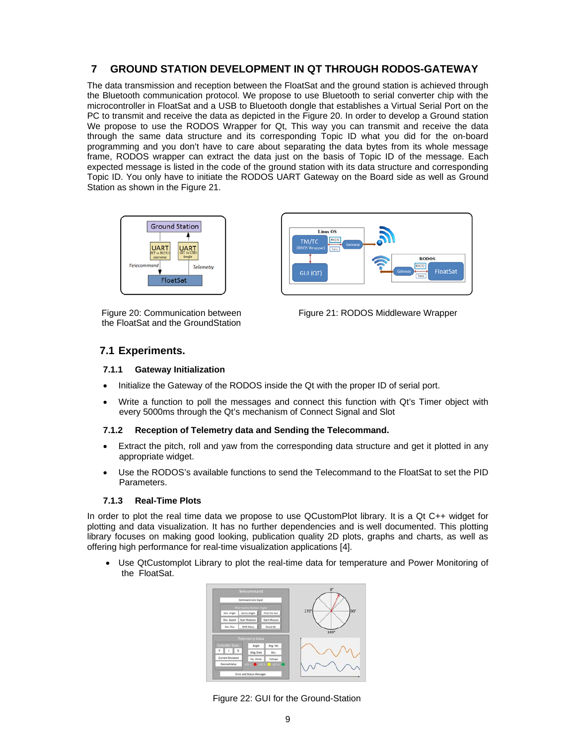# 7 GROUND STATION DEVELOPMENT IN QT THROUGH RODOS-GATEWAY

The data transmission and reception between the FloatSat and the ground station is achieved through the Bluetooth communication protocol. We propose to use Bluetooth to serial converter chip with the microcontroller in FloatSat and a USB to Bluetooth dongle that establishes a Virtual Serial Port on the PC to transmit and receive the data as depicted in the Figure 20. In order to develop a Ground station We propose to use the RODOS Wrapper for Qt, This way you can transmit and receive the data through the same data structure and its corresponding Topic ID what you did for the on-board programming and you don't have to care about separating the data bytes from its whole message frame, RODOS wrapper can extract the data just on the basis of Topic ID of the message. Each expected message is listed in the code of the ground station with its data structure and corresponding Topic ID. You only have to initiate the RODOS UART Gateway on the Board side as well as Ground Station as shown in the Figure 21.

Figure 20: Communication between the FloatSat and the GroundStation

Figure 21: RODOS Middleware Wrapper

## 7.1 Experiments.

### 7.1.1 Gateway Initialization

- Initialize the Gateway of the RODOS inside the Qt with the proper ID of serial port.
- Write a function to poll the messages and connect this function with Qt's Timer object with every 5000ms through the Qt's mechanism of Connect Signal and Slot

### 7.1.2 Reception of Telemetry data and Sending the Telecommand.

- Extract the pitch, roll and yaw from the corresponding data structure and get it plotted in any appropriate widget.
- Use the RODOS's available functions to send the Telecommand to the FloatSat to set the PID Parameters.

### 7.1.3 Real-Time Plots

In order to plot the real time data we propose to use QCustomPlot library. It is a Qt C++ widget for plotting and data visualization. It has no further dependencies and is well documented. This plotting library focuses on making good looking, publication quality 2D plots, graphs and charts, as well as offering high performance for real-time visualization applications [4].

- Use QtCustomplot Library to plot the real-time data for temperature and Power Monitoring of the FloatSat.

Figure 22: GUI for the Ground-Station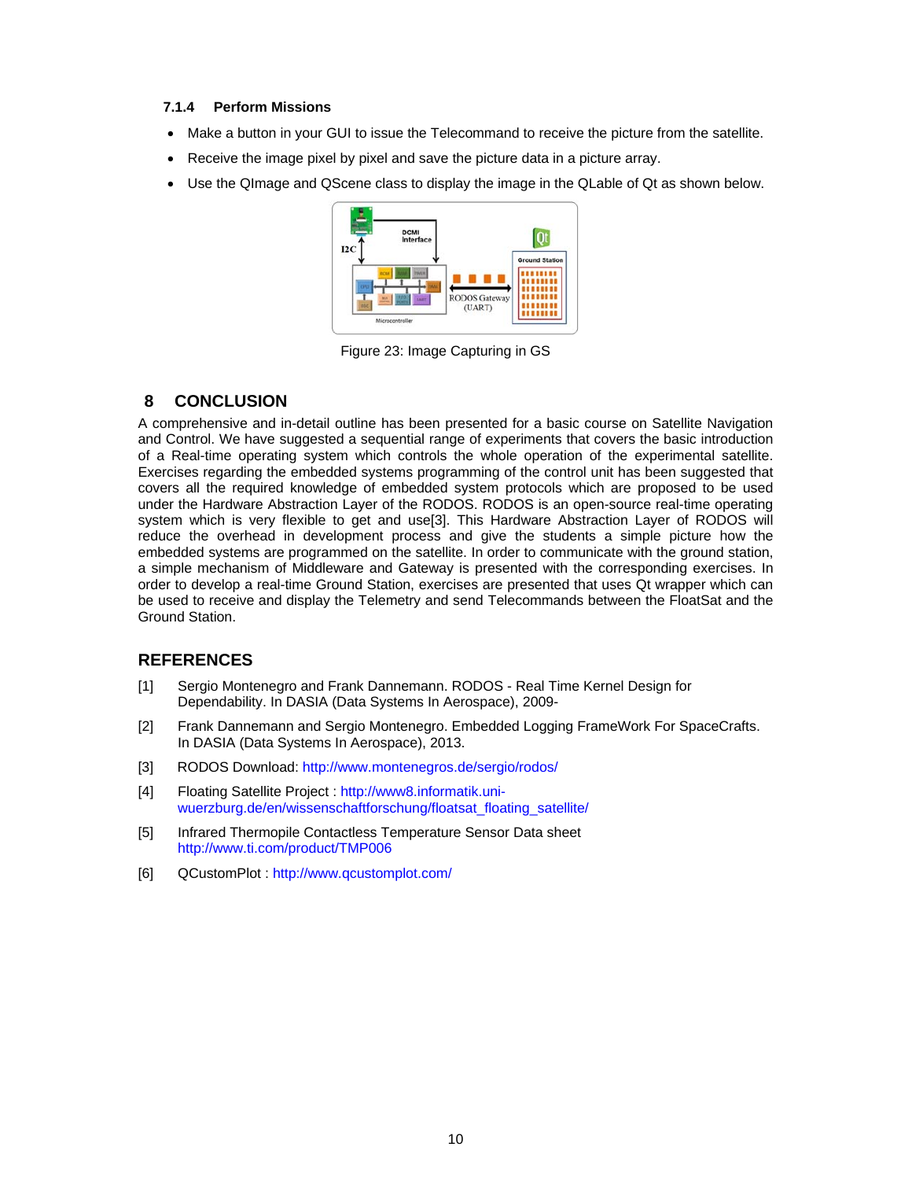#### 7.1.4 Perform Missions

- Make a button in your GUI to issue the Telecommand to receive the picture from the satellite.
- Receive the image pixel by pixel and save the picture data in a picture array.
- Use the QImage and QScene class to display the image in the QLable of Qt as shown below.

Figure 23: Image Capturing in GS

## 8 CONCLUSION

A comprehensive and in-detail outline has been presented for a basic course on Satellite Navigation and Control. We have suggested a sequential range of experiments that covers the basic introduction of a Real-time operating system which controls the whole operation of the experimental satellite. Exercises regarding the embedded systems programming of the control unit has been suggested that covers all the required knowledge of embedded system protocols which are proposed to be used under the Hardware Abstraction Layer of the RODOS. RODOS is an open-source real-time operating system which is very flexible to get and use[3]. This Hardware Abstraction Layer of RODOS will reduce the overhead in development process and give the students a simple picture how the embedded systems are programmed on the satellite. In order to communicate with the ground station, a simple mechanism of Middleware and Gateway is presented with the corresponding exercises. In order to develop a real-time Ground Station, exercises are presented that uses Qt wrapper which can be used to receive and display the Telemetry and send Telecommands between the FloatSat and the Ground Station.

## REFERENCES

[1] Sergio Montenegro and Frank Dannemann. RODOS - Real Time Kernel Design for Dependability. In DASIA (Data Systems In Aerospace), 2009-

[2] Frank Dannemann and Sergio Montenegro. Embedded Logging FrameWork For SpaceCrafts. In DASIA (Data Systems In Aerospace), 2013.

[3] RODOS Download: http://www.montenegros.de/sergio/rodos/

[4] Floating Satellite Project : http://www8.informatik.uni-wuerzburg.de/en/wissenschaftforschung/floatsat_floating_satellite/

[5] Infrared Thermopile Contactless Temperature Sensor Data sheet http://www.ti.com/product/TMP006

[6] QCustomPlot : http://www.qcustomplot.com/